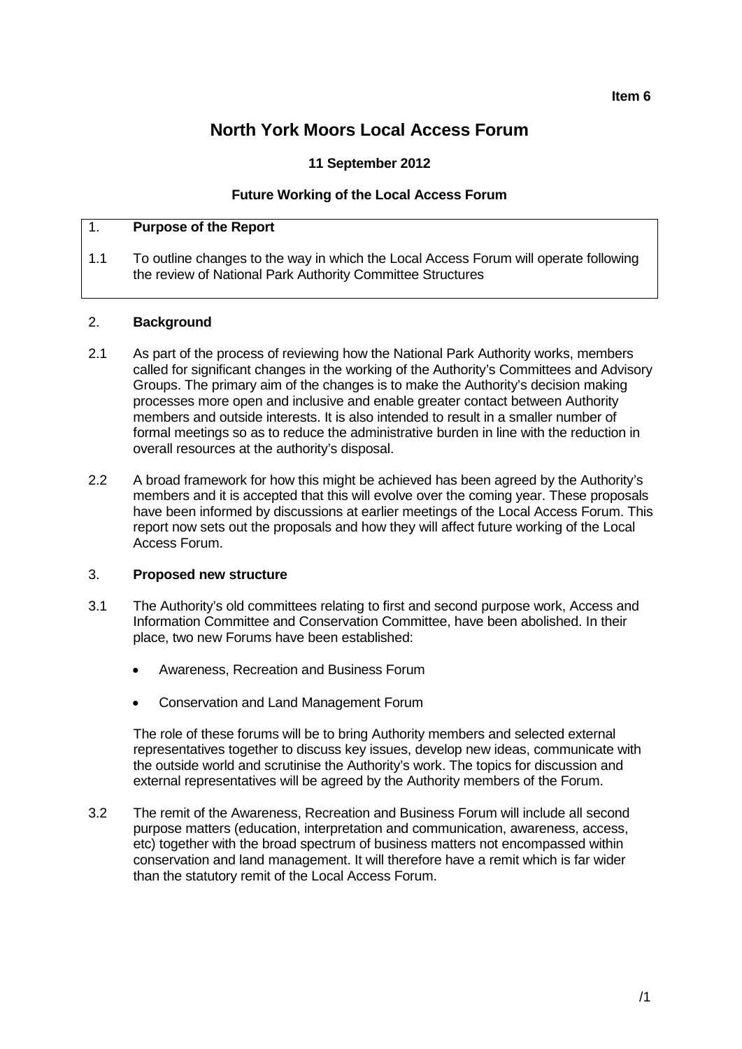**Item 6**

# North York Moors Local Access Forum

**11 September 2012**

**Future Working of the Local Access Forum**

## 1. Purpose of the Report

1.1 To outline changes to the way in which the Local Access Forum will operate following the review of National Park Authority Committee Structures

## 2. Background

2.1 As part of the process of reviewing how the National Park Authority works, members called for significant changes in the working of the Authority's Committees and Advisory Groups. The primary aim of the changes is to make the Authority's decision making processes more open and inclusive and enable greater contact between Authority members and outside interests. It is also intended to result in a smaller number of formal meetings so as to reduce the administrative burden in line with the reduction in overall resources at the authority's disposal.

2.2 A broad framework for how this might be achieved has been agreed by the Authority's members and it is accepted that this will evolve over the coming year. These proposals have been informed by discussions at earlier meetings of the Local Access Forum. This report now sets out the proposals and how they will affect future working of the Local Access Forum.

## 3. Proposed new structure

3.1 The Authority's old committees relating to first and second purpose work, Access and Information Committee and Conservation Committee, have been abolished. In their place, two new Forums have been established:

- Awareness, Recreation and Business Forum
- Conservation and Land Management Forum

The role of these forums will be to bring Authority members and selected external representatives together to discuss key issues, develop new ideas, communicate with the outside world and scrutinise the Authority's work. The topics for discussion and external representatives will be agreed by the Authority members of the Forum.

3.2 The remit of the Awareness, Recreation and Business Forum will include all second purpose matters (education, interpretation and communication, awareness, access, etc) together with the broad spectrum of business matters not encompassed within conservation and land management. It will therefore have a remit which is far wider than the statutory remit of the Local Access Forum.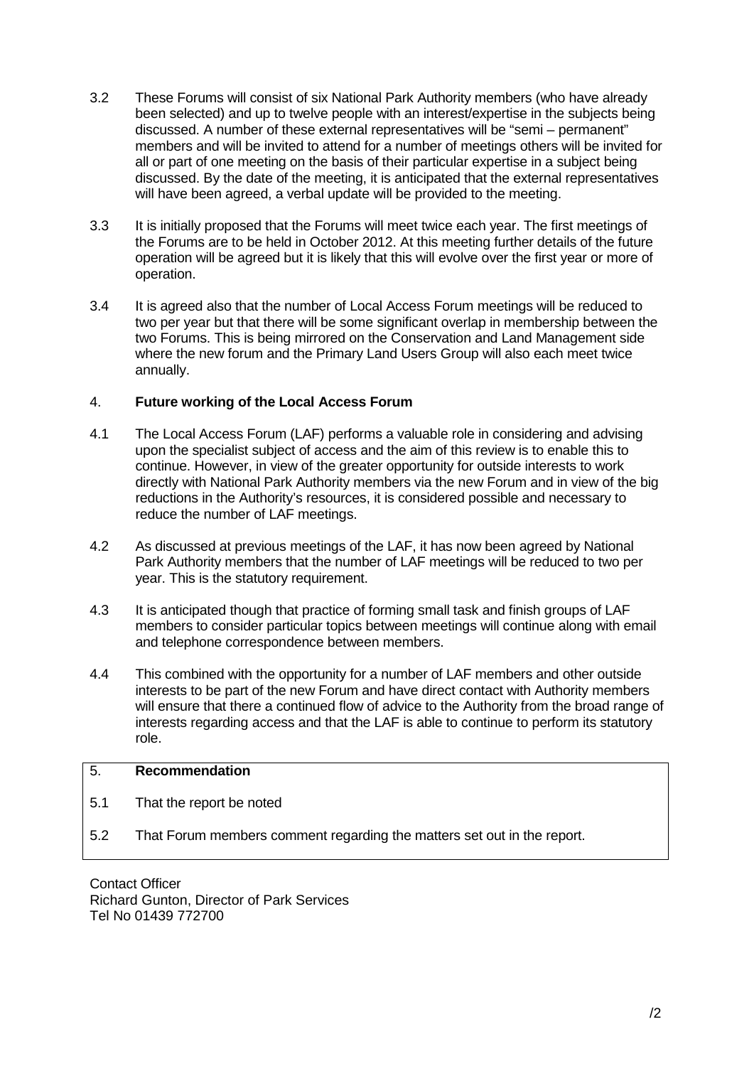3.2 These Forums will consist of six National Park Authority members (who have already been selected) and up to twelve people with an interest/expertise in the subjects being discussed. A number of these external representatives will be "semi – permanent" members and will be invited to attend for a number of meetings others will be invited for all or part of one meeting on the basis of their particular expertise in a subject being discussed. By the date of the meeting, it is anticipated that the external representatives will have been agreed, a verbal update will be provided to the meeting.

3.3 It is initially proposed that the Forums will meet twice each year. The first meetings of the Forums are to be held in October 2012. At this meeting further details of the future operation will be agreed but it is likely that this will evolve over the first year or more of operation.

3.4 It is agreed also that the number of Local Access Forum meetings will be reduced to two per year but that there will be some significant overlap in membership between the two Forums. This is being mirrored on the Conservation and Land Management side where the new forum and the Primary Land Users Group will also each meet twice annually.

## 4. Future working of the Local Access Forum

4.1 The Local Access Forum (LAF) performs a valuable role in considering and advising upon the specialist subject of access and the aim of this review is to enable this to continue. However, in view of the greater opportunity for outside interests to work directly with National Park Authority members via the new Forum and in view of the big reductions in the Authority's resources, it is considered possible and necessary to reduce the number of LAF meetings.

4.2 As discussed at previous meetings of the LAF, it has now been agreed by National Park Authority members that the number of LAF meetings will be reduced to two per year. This is the statutory requirement.

4.3 It is anticipated though that practice of forming small task and finish groups of LAF members to consider particular topics between meetings will continue along with email and telephone correspondence between members.

4.4 This combined with the opportunity for a number of LAF members and other outside interests to be part of the new Forum and have direct contact with Authority members will ensure that there a continued flow of advice to the Authority from the broad range of interests regarding access and that the LAF is able to continue to perform its statutory role.

## 5. Recommendation

5.1 That the report be noted

5.2 That Forum members comment regarding the matters set out in the report.

Contact Officer
Richard Gunton, Director of Park Services
Tel No 01439 772700